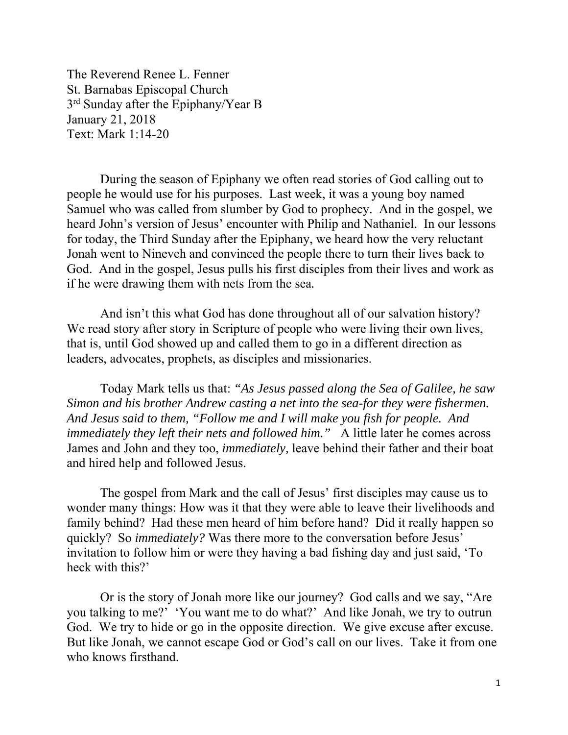The Reverend Renee L. Fenner
St. Barnabas Episcopal Church
3rd Sunday after the Epiphany/Year B
January 21, 2018
Text: Mark 1:14-20

During the season of Epiphany we often read stories of God calling out to people he would use for his purposes. Last week, it was a young boy named Samuel who was called from slumber by God to prophecy. And in the gospel, we heard John's version of Jesus' encounter with Philip and Nathaniel. In our lessons for today, the Third Sunday after the Epiphany, we heard how the very reluctant Jonah went to Nineveh and convinced the people there to turn their lives back to God. And in the gospel, Jesus pulls his first disciples from their lives and work as if he were drawing them with nets from the sea.

And isn't this what God has done throughout all of our salvation history? We read story after story in Scripture of people who were living their own lives, that is, until God showed up and called them to go in a different direction as leaders, advocates, prophets, as disciples and missionaries.

Today Mark tells us that: *"As Jesus passed along the Sea of Galilee, he saw Simon and his brother Andrew casting a net into the sea-for they were fishermen. And Jesus said to them, "Follow me and I will make you fish for people. And immediately they left their nets and followed him."* A little later he comes across James and John and they too, *immediately,* leave behind their father and their boat and hired help and followed Jesus.

The gospel from Mark and the call of Jesus' first disciples may cause us to wonder many things: How was it that they were able to leave their livelihoods and family behind? Had these men heard of him before hand? Did it really happen so quickly? So *immediately?* Was there more to the conversation before Jesus' invitation to follow him or were they having a bad fishing day and just said, 'To heck with this?'

Or is the story of Jonah more like our journey? God calls and we say, "Are you talking to me?' 'You want me to do what?' And like Jonah, we try to outrun God. We try to hide or go in the opposite direction. We give excuse after excuse. But like Jonah, we cannot escape God or God's call on our lives. Take it from one who knows firsthand.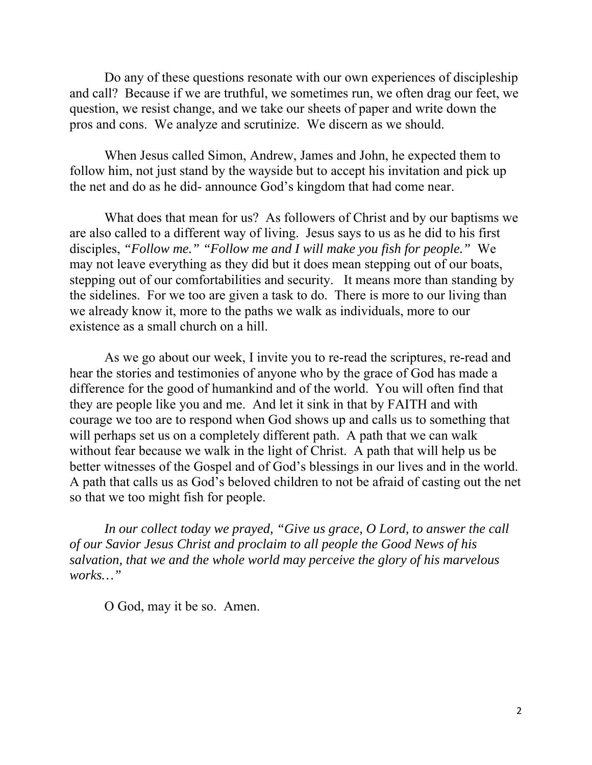Do any of these questions resonate with our own experiences of discipleship and call? Because if we are truthful, we sometimes run, we often drag our feet, we question, we resist change, and we take our sheets of paper and write down the pros and cons. We analyze and scrutinize. We discern as we should.

When Jesus called Simon, Andrew, James and John, he expected them to follow him, not just stand by the wayside but to accept his invitation and pick up the net and do as he did- announce God's kingdom that had come near.

What does that mean for us? As followers of Christ and by our baptisms we are also called to a different way of living. Jesus says to us as he did to his first disciples, *"Follow me." "Follow me and I will make you fish for people."* We may not leave everything as they did but it does mean stepping out of our boats, stepping out of our comfortabilities and security. It means more than standing by the sidelines. For we too are given a task to do. There is more to our living than we already know it, more to the paths we walk as individuals, more to our existence as a small church on a hill.

As we go about our week, I invite you to re-read the scriptures, re-read and hear the stories and testimonies of anyone who by the grace of God has made a difference for the good of humankind and of the world. You will often find that they are people like you and me. And let it sink in that by FAITH and with courage we too are to respond when God shows up and calls us to something that will perhaps set us on a completely different path. A path that we can walk without fear because we walk in the light of Christ. A path that will help us be better witnesses of the Gospel and of God's blessings in our lives and in the world. A path that calls us as God's beloved children to not be afraid of casting out the net so that we too might fish for people.

*In our collect today we prayed, "Give us grace, O Lord, to answer the call of our Savior Jesus Christ and proclaim to all people the Good News of his salvation, that we and the whole world may perceive the glory of his marvelous works…"*

O God, may it be so. Amen.